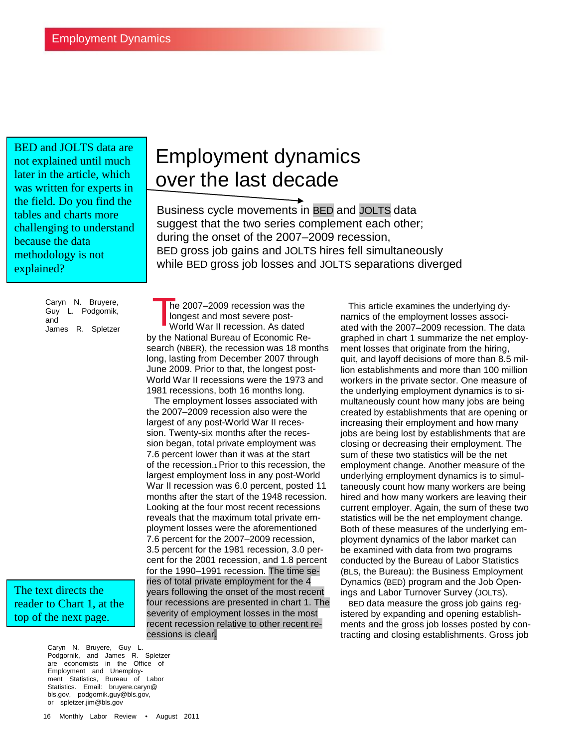BED and JOLTS data are not explained until much later in the article, which was written for experts in the field. Do you find the tables and charts more challenging to understand because the data methodology is not explained?

# Employment dynamics over the last decade

Business cycle movements in BED and JOLTS data suggest that the two series complement each other; during the onset of the 2007–2009 recession, BED gross job gains and JOLTS hires fell simultaneously while BED gross job losses and JOLTS separations diverged

Caryn N. Bruyere, Guy L. Podgornik, and James R. Spletzer

The 2007–2009 recession was the longest and most severe post-World War II recession. As dated by the National Bureau of Economic Research (NBER), the recession was 18 months long, lasting from December 2007 through June 2009. Prior to that, the longest post-World War II recessions were the 1973 and 1981 recessions, both 16 months long.

The employment losses associated with the 2007–2009 recession also were the largest of any post-World War II recession. Twenty-six months after the recession began, total private employment was 7.6 percent lower than it was at the start of the recession.[1] Prior to this recession, the largest employment loss in any post-World War II recession was 6.0 percent, posted 11 months after the start of the 1948 recession. Looking at the four most recent recessions reveals that the maximum total private employment losses were the aforementioned 7.6 percent for the 2007–2009 recession, 3.5 percent for the 1981 recession, 3.0 percent for the 2001 recession, and 1.8 percent for the 1990–1991 recession. The time series of total private employment for the 4 years following the onset of the most recent four recessions are presented in chart 1. The severity of employment losses in the most recent recession relative to other recent recessions is clear.

The text directs the reader to Chart 1, at the top of the next page.

This article examines the underlying dynamics of the employment losses associated with the 2007–2009 recession. The data graphed in chart 1 summarize the net employment losses that originate from the hiring, quit, and layoff decisions of more than 8.5 million establishments and more than 100 million workers in the private sector. One measure of the underlying employment dynamics is to simultaneously count how many jobs are being created by establishments that are opening or increasing their employment and how many jobs are being lost by establishments that are closing or decreasing their employment. The sum of these two statistics will be the net employment change. Another measure of the underlying employment dynamics is to simultaneously count how many workers are being hired and how many workers are leaving their current employer. Again, the sum of these two statistics will be the net employment change. Both of these measures of the underlying employment dynamics of the labor market can be examined with data from two programs conducted by the Bureau of Labor Statistics (BLS, the Bureau): the Business Employment Dynamics (BED) program and the Job Openings and Labor Turnover Survey (JOLTS).

BED data measure the gross job gains registered by expanding and opening establishments and the gross job losses posted by contracting and closing establishments. Gross job

Caryn N. Bruyere, Guy L. Podgornik, and James R. Spletzer are economists in the Office of Employment and Unemployment Statistics, Bureau of Labor Statistics. Email: bruyere.caryn@bls.gov, podgornik.guy@bls.gov, or spletzer.jim@bls.gov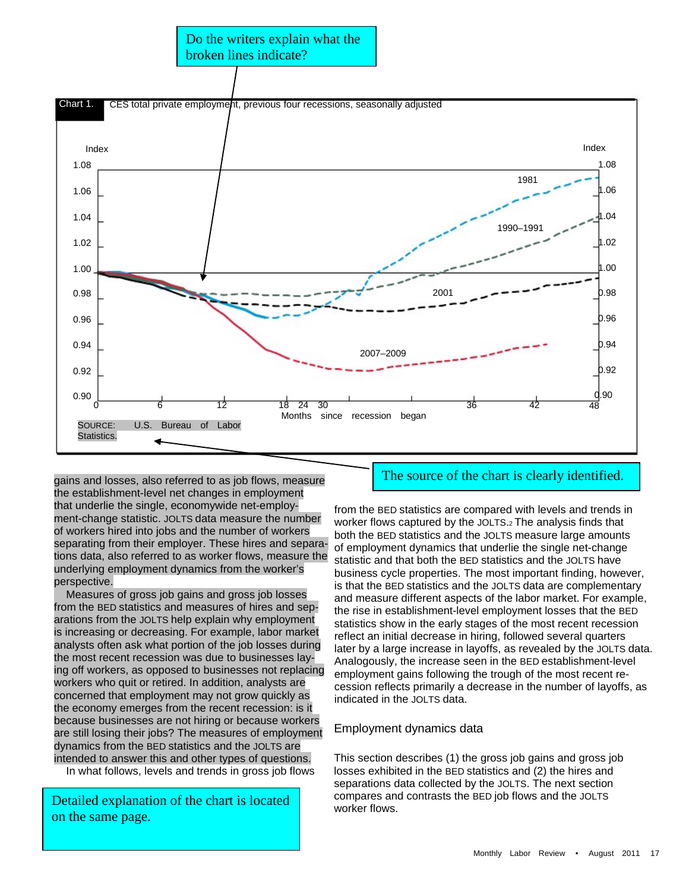Do the writers explain what the broken lines indicate?

Chart 1. CES total private employment, previous four recessions, seasonally adjusted

Index

1.08
1.06
1.04
1.02
1.00
0.98
0.96
0.94
0.92
0.90

1981

1990–1991

2001

2007–2009

0 6 12 18 24 30 36 42 48

Months since recession began

SOURCE: U.S. Bureau of Labor Statistics.

The source of the chart is clearly identified.

gains and losses, also referred to as job flows, measure the establishment-level net changes in employment that underlie the single, economywide net-employment-change statistic. JOLTS data measure the number of workers hired into jobs and the number of workers separating from their employer. These hires and separations data, also referred to as worker flows, measure the underlying employment dynamics from the worker's perspective.

Measures of gross job gains and gross job losses from the BED statistics and measures of hires and separations from the JOLTS help explain why employment is increasing or decreasing. For example, labor market analysts often ask what portion of the job losses during the most recent recession was due to businesses laying off workers, as opposed to businesses not replacing workers who quit or retired. In addition, analysts are concerned that employment may not grow quickly as the economy emerges from the recent recession: is it because businesses are not hiring or because workers are still losing their jobs? The measures of employment dynamics from the BED statistics and the JOLTS are intended to answer this and other types of questions.

In what follows, levels and trends in gross job flows from the BED statistics are compared with levels and trends in worker flows captured by the JOLTS.[2] The analysis finds that both the BED statistics and the JOLTS measure large amounts of employment dynamics that underlie the single net-change statistic and that both the BED statistics and the JOLTS have business cycle properties. The most important finding, however, is that the BED statistics and the JOLTS data are complementary and measure different aspects of the labor market. For example, the rise in establishment-level employment losses that the BED statistics show in the early stages of the most recent recession reflect an initial decrease in hiring, followed several quarters later by a large increase in layoffs, as revealed by the JOLTS data. Analogously, the increase seen in the BED establishment-level employment gains following the trough of the most recent recession reflects primarily a decrease in the number of layoffs, as indicated in the JOLTS data.

Detailed explanation of the chart is located on the same page.

## Employment dynamics data

This section describes (1) the gross job gains and gross job losses exhibited in the BED statistics and (2) the hires and separations data collected by the JOLTS. The next section compares and contrasts the BED job flows and the JOLTS worker flows.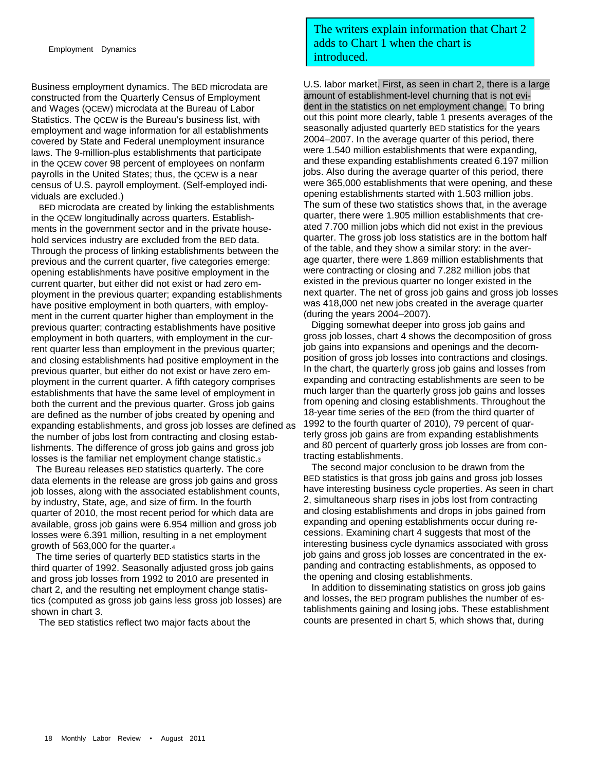The writers explain information that Chart 2 adds to Chart 1 when the chart is introduced.

Business employment dynamics. The BED microdata are constructed from the Quarterly Census of Employment and Wages (QCEW) microdata at the Bureau of Labor Statistics. The QCEW is the Bureau's business list, with employment and wage information for all establishments covered by State and Federal unemployment insurance laws. The 9-million-plus establishments that participate in the QCEW cover 98 percent of employees on nonfarm payrolls in the United States; thus, the QCEW is a near census of U.S. payroll employment. (Self-employed individuals are excluded.)

BED microdata are created by linking the establishments in the QCEW longitudinally across quarters. Establishments in the government sector and in the private household services industry are excluded from the BED data. Through the process of linking establishments between the previous and the current quarter, five categories emerge: opening establishments have positive employment in the current quarter, but either did not exist or had zero employment in the previous quarter; expanding establishments have positive employment in both quarters, with employment in the current quarter higher than employment in the previous quarter; contracting establishments have positive employment in both quarters, with employment in the current quarter less than employment in the previous quarter; and closing establishments had positive employment in the previous quarter, but either do not exist or have zero employment in the current quarter. A fifth category comprises establishments that have the same level of employment in both the current and the previous quarter. Gross job gains are defined as the number of jobs created by opening and expanding establishments, and gross job losses are defined as the number of jobs lost from contracting and closing establishments. The difference of gross job gains and gross job losses is the familiar net employment change statistic.[3]

The Bureau releases BED statistics quarterly. The core data elements in the release are gross job gains and gross job losses, along with the associated establishment counts, by industry, State, age, and size of firm. In the fourth quarter of 2010, the most recent period for which data are available, gross job gains were 6.954 million and gross job losses were 6.391 million, resulting in a net employment growth of 563,000 for the quarter.[4]

The time series of quarterly BED statistics starts in the third quarter of 1992. Seasonally adjusted gross job gains and gross job losses from 1992 to 2010 are presented in chart 2, and the resulting net employment change statistics (computed as gross job gains less gross job losses) are shown in chart 3.

The BED statistics reflect two major facts about the U.S. labor market. First, as seen in chart 2, there is a large amount of establishment-level churning that is not evident in the statistics on net employment change. To bring out this point more clearly, table 1 presents averages of the seasonally adjusted quarterly BED statistics for the years 2004–2007. In the average quarter of this period, there were 1.540 million establishments that were expanding, and these expanding establishments created 6.197 million jobs. Also during the average quarter of this period, there were 365,000 establishments that were opening, and these opening establishments started with 1.503 million jobs. The sum of these two statistics shows that, in the average quarter, there were 1.905 million establishments that created 7.700 million jobs which did not exist in the previous quarter. The gross job loss statistics are in the bottom half of the table, and they show a similar story: in the average quarter, there were 1.869 million establishments that were contracting or closing and 7.282 million jobs that existed in the previous quarter no longer existed in the next quarter. The net of gross job gains and gross job losses was 418,000 net new jobs created in the average quarter (during the years 2004–2007).

Digging somewhat deeper into gross job gains and gross job losses, chart 4 shows the decomposition of gross job gains into expansions and openings and the decomposition of gross job losses into contractions and closings. In the chart, the quarterly gross job gains and losses from expanding and contracting establishments are seen to be much larger than the quarterly gross job gains and losses from opening and closing establishments. Throughout the 18-year time series of the BED (from the third quarter of 1992 to the fourth quarter of 2010), 79 percent of quarterly gross job gains are from expanding establishments and 80 percent of quarterly gross job losses are from contracting establishments.

The second major conclusion to be drawn from the BED statistics is that gross job gains and gross job losses have interesting business cycle properties. As seen in chart 2, simultaneous sharp rises in jobs lost from contracting and closing establishments and drops in jobs gained from expanding and opening establishments occur during recessions. Examining chart 4 suggests that most of the interesting business cycle dynamics associated with gross job gains and gross job losses are concentrated in the expanding and contracting establishments, as opposed to the opening and closing establishments.

In addition to disseminating statistics on gross job gains and losses, the BED program publishes the number of establishments gaining and losing jobs. These establishment counts are presented in chart 5, which shows that, during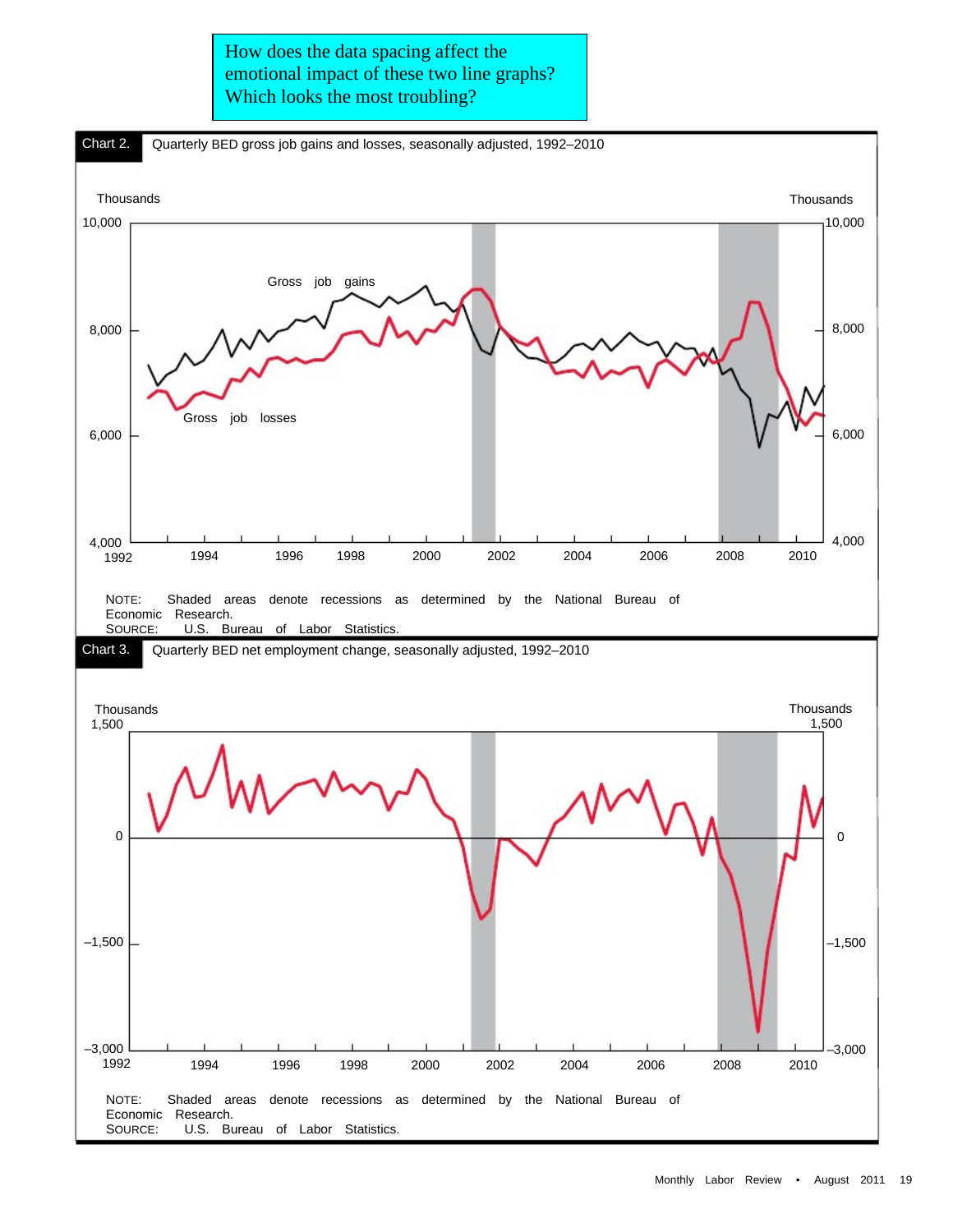How does the data spacing affect the emotional impact of these two line graphs? Which looks the most troubling?

**Chart 2.** Quarterly BED gross job gains and losses, seasonally adjusted, 1992–2010

Thousands

10,000

8,000

6,000

4,000

Gross job gains

Gross job losses

1992 1994 1996 1998 2000 2002 2004 2006 2008 2010

NOTE: Shaded areas denote recessions as determined by the National Bureau of Economic Research.
SOURCE: U.S. Bureau of Labor Statistics.

**Chart 3.** Quarterly BED net employment change, seasonally adjusted, 1992–2010

Thousands

1,500

0

–1,500

–3,000

1992 1994 1996 1998 2000 2002 2004 2006 2008 2010

NOTE: Shaded areas denote recessions as determined by the National Bureau of Economic Research.
SOURCE: U.S. Bureau of Labor Statistics.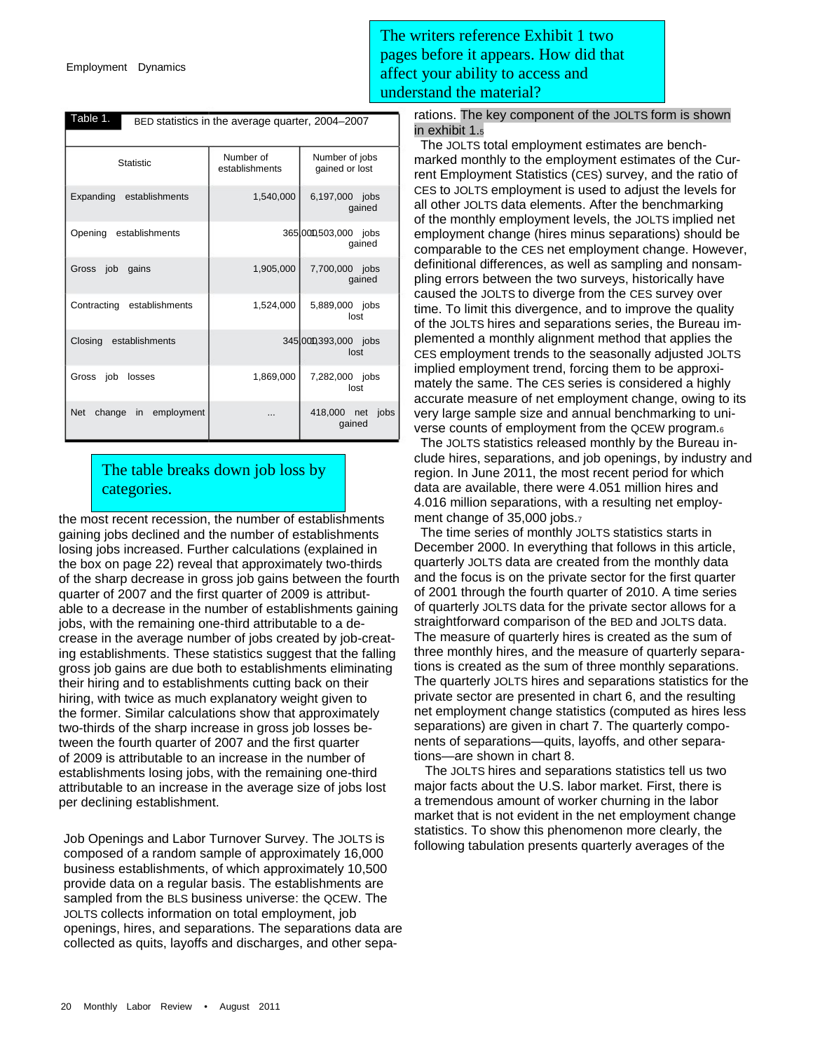The writers reference Exhibit 1 two pages before it appears. How did that affect your ability to access and understand the material?

**Table 1.** BED statistics in the average quarter, 2004–2007

| Statistic | Number of establishments | Number of jobs gained or lost |
|---|---|---|
| Expanding establishments | 1,540,000 | 6,197,000 jobs gained |
| Opening establishments | 365,000 | 1,503,000 jobs gained |
| Gross job gains | 1,905,000 | 7,700,000 jobs gained |
| Contracting establishments | 1,524,000 | 5,889,000 jobs lost |
| Closing establishments | 345,000 | 1,393,000 jobs lost |
| Gross job losses | 1,869,000 | 7,282,000 jobs lost |
| Net change in employment | ... | 418,000 net jobs gained |

The table breaks down job loss by categories.

the most recent recession, the number of establishments gaining jobs declined and the number of establishments losing jobs increased. Further calculations (explained in the box on page 22) reveal that approximately two-thirds of the sharp decrease in gross job gains between the fourth quarter of 2007 and the first quarter of 2009 is attributable to a decrease in the number of establishments gaining jobs, with the remaining one-third attributable to a decrease in the average number of jobs created by job-creating establishments. These statistics suggest that the falling gross job gains are due both to establishments eliminating their hiring and to establishments cutting back on their hiring, with twice as much explanatory weight given to the former. Similar calculations show that approximately two-thirds of the sharp increase in gross job losses between the fourth quarter of 2007 and the first quarter of 2009 is attributable to an increase in the number of establishments losing jobs, with the remaining one-third attributable to an increase in the average size of jobs lost per declining establishment.

Job Openings and Labor Turnover Survey. The JOLTS is composed of a random sample of approximately 16,000 business establishments, of which approximately 10,500 provide data on a regular basis. The establishments are sampled from the BLS business universe: the QCEW. The JOLTS collects information on total employment, job openings, hires, and separations. The separations data are collected as quits, layoffs and discharges, and other separations. The key component of the JOLTS form is shown in exhibit 1.[5]

The JOLTS total employment estimates are benchmarked monthly to the employment estimates of the Current Employment Statistics (CES) survey, and the ratio of CES to JOLTS employment is used to adjust the levels for all other JOLTS data elements. After the benchmarking of the monthly employment levels, the JOLTS implied net employment change (hires minus separations) should be comparable to the CES net employment change. However, definitional differences, as well as sampling and nonsampling errors between the two surveys, historically have caused the JOLTS to diverge from the CES survey over time. To limit this divergence, and to improve the quality of the JOLTS hires and separations series, the Bureau implemented a monthly alignment method that applies the CES employment trends to the seasonally adjusted JOLTS implied employment trend, forcing them to be approximately the same. The CES series is considered a highly accurate measure of net employment change, owing to its very large sample size and annual benchmarking to universe counts of employment from the QCEW program.[6]

The JOLTS statistics released monthly by the Bureau include hires, separations, and job openings, by industry and region. In June 2011, the most recent period for which data are available, there were 4.051 million hires and 4.016 million separations, with a resulting net employment change of 35,000 jobs.[7]

The time series of monthly JOLTS statistics starts in December 2000. In everything that follows in this article, quarterly JOLTS data are created from the monthly data and the focus is on the private sector for the first quarter of 2001 through the fourth quarter of 2010. A time series of quarterly JOLTS data for the private sector allows for a straightforward comparison of the BED and JOLTS data. The measure of quarterly hires is created as the sum of three monthly hires, and the measure of quarterly separations is created as the sum of three monthly separations. The quarterly JOLTS hires and separations statistics for the private sector are presented in chart 6, and the resulting net employment change statistics (computed as hires less separations) are given in chart 7. The quarterly components of separations—quits, layoffs, and other separations—are shown in chart 8.

The JOLTS hires and separations statistics tell us two major facts about the U.S. labor market. First, there is a tremendous amount of worker churning in the labor market that is not evident in the net employment change statistics. To show this phenomenon more clearly, the following tabulation presents quarterly averages of the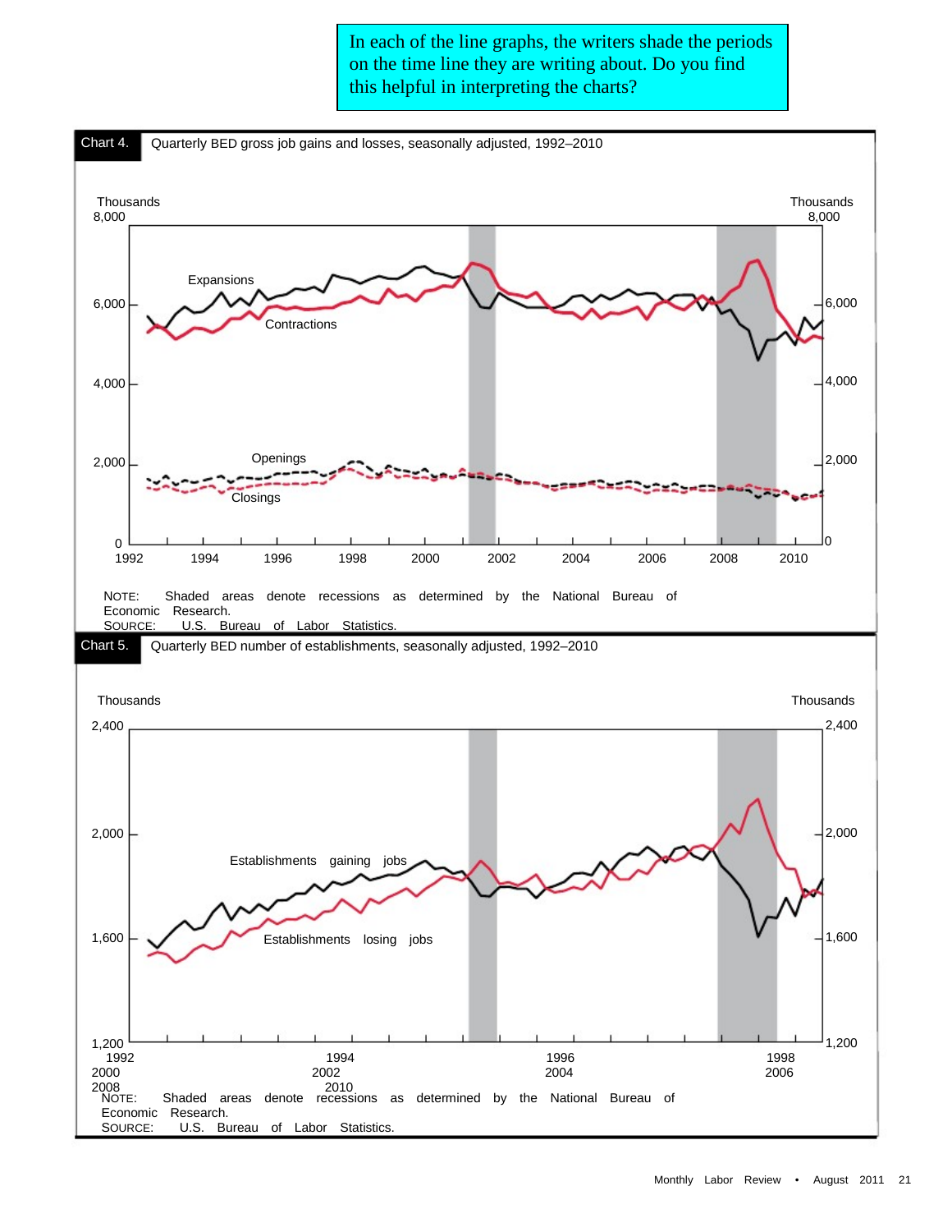In each of the line graphs, the writers shade the periods on the time line they are writing about. Do you find this helpful in interpreting the charts?

**Chart 4.** Quarterly BED gross job gains and losses, seasonally adjusted, 1992–2010

Thousands

Expansions

Contractions

Openings

Closings

NOTE: Shaded areas denote recessions as determined by the National Bureau of Economic Research.
SOURCE: U.S. Bureau of Labor Statistics.

**Chart 5.** Quarterly BED number of establishments, seasonally adjusted, 1992–2010

Thousands

Establishments gaining jobs

Establishments losing jobs

NOTE: Shaded areas denote recessions as determined by the National Bureau of Economic Research.
SOURCE: U.S. Bureau of Labor Statistics.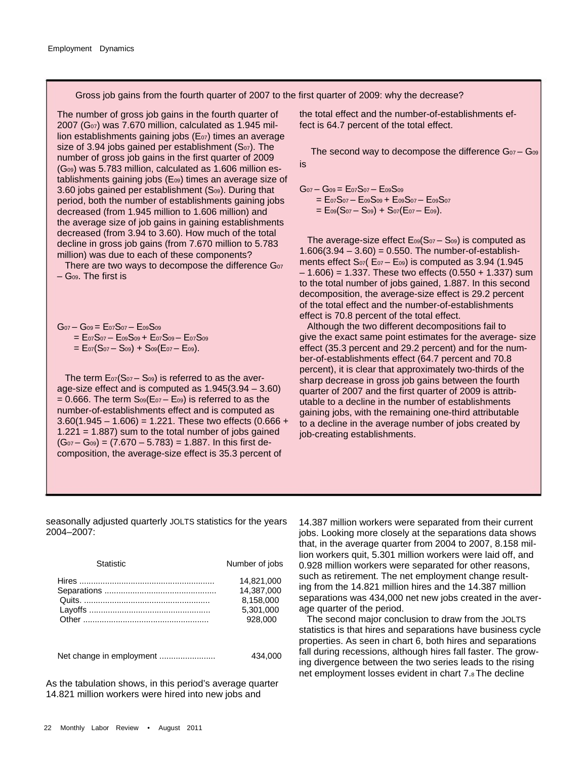## Gross job gains from the fourth quarter of 2007 to the first quarter of 2009: why the decrease?

The number of gross job gains in the fourth quarter of 2007 ($G_{07}$) was 7.670 million, calculated as 1.945 million establishments gaining jobs ($E_{07}$) times an average size of 3.94 jobs gained per establishment ($S_{07}$). The number of gross job gains in the first quarter of 2009 ($G_{09}$) was 5.783 million, calculated as 1.606 million establishments gaining jobs ($E_{09}$) times an average size of 3.60 jobs gained per establishment ($S_{09}$). During that period, both the number of establishments gaining jobs decreased (from 1.945 million to 1.606 million) and the average size of job gains in gaining establishments decreased (from 3.94 to 3.60). How much of the total decline in gross job gains (from 7.670 million to 5.783 million) was due to each of these components?

There are two ways to decompose the difference $G_{07} - G_{09}$. The first is

$$
\begin{aligned}
G_{07} - G_{09} &= E_{07}S_{07} - E_{09}S_{09} \\
&= E_{07}S_{07} - E_{09}S_{09} + E_{07}S_{09} - E_{07}S_{09} \\
&= E_{07}(S_{07} - S_{09}) + S_{09}(E_{07} - E_{09}).
\end{aligned}
$$

The term $E_{07}(S_{07} - S_{09})$ is referred to as the average-size effect and is computed as 1.945(3.94 – 3.60) = 0.666. The term $S_{09}(E_{07} - E_{09})$ is referred to as the number-of-establishments effect and is computed as 3.60(1.945 – 1.606) = 1.221. These two effects (0.666 + 1.221 = 1.887) sum to the total number of jobs gained ($G_{07} - G_{09}$) = (7.670 – 5.783) = 1.887. In this first decomposition, the average-size effect is 35.3 percent of the total effect and the number-of-establishments effect is 64.7 percent of the total effect.

The second way to decompose the difference $G_{07} - G_{09}$ is

$$
\begin{aligned}
G_{07} - G_{09} &= E_{07}S_{07} - E_{09}S_{09} \\
&= E_{07}S_{07} - E_{09}S_{09} + E_{09}S_{07} - E_{09}S_{07} \\
&= E_{09}(S_{07} - S_{09}) + S_{07}(E_{07} - E_{09}).
\end{aligned}
$$

The average-size effect $E_{09}(S_{07} - S_{09})$ is computed as 1.606(3.94 – 3.60) = 0.550. The number-of-establishments effect $S_{07}(E_{07} - E_{09})$ is computed as 3.94 (1.945 – 1.606) = 1.337. These two effects (0.550 + 1.337) sum to the total number of jobs gained, 1.887. In this second decomposition, the average-size effect is 29.2 percent of the total effect and the number-of-establishments effect is 70.8 percent of the total effect.

Although the two different decompositions fail to give the exact same point estimates for the average- size effect (35.3 percent and 29.2 percent) and for the number-of-establishments effect (64.7 percent and 70.8 percent), it is clear that approximately two-thirds of the sharp decrease in gross job gains between the fourth quarter of 2007 and the first quarter of 2009 is attributable to a decline in the number of establishments gaining jobs, with the remaining one-third attributable to a decline in the average number of jobs created by job-creating establishments.

---

seasonally adjusted quarterly JOLTS statistics for the years 2004–2007:

| Statistic | Number of jobs |
|---|---|
| Hires | 14,821,000 |
| Separations | 14,387,000 |
| Quits. | 8,158,000 |
| Layoffs | 5,301,000 |
| Other | 928,000 |
| Net change in employment | 434,000 |

As the tabulation shows, in this period's average quarter 14.821 million workers were hired into new jobs and 14.387 million workers were separated from their current jobs. Looking more closely at the separations data shows that, in the average quarter from 2004 to 2007, 8.158 million workers quit, 5.301 million workers were laid off, and 0.928 million workers were separated for other reasons, such as retirement. The net employment change resulting from the 14.821 million hires and the 14.387 million separations was 434,000 net new jobs created in the average quarter of the period.

The second major conclusion to draw from the JOLTS statistics is that hires and separations have business cycle properties. As seen in chart 6, both hires and separations fall during recessions, although hires fall faster. The growing divergence between the two series leads to the rising net employment losses evident in chart 7.[8] The decline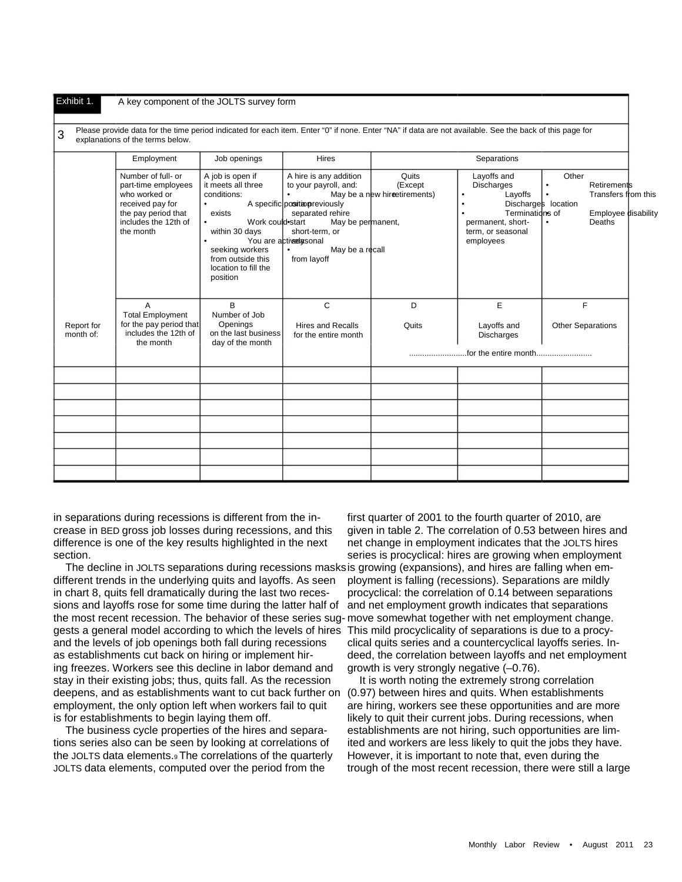Exhibit 1. A key component of the JOLTS survey form

| 3 | Please provide data for the time period indicated for each item. Enter "0" if none. Enter "NA" if data are not available. See the back of this page for explanations of the terms below. | | | | | |
|---|---|---|---|---|---|---|
| | Employment | Job openings | Hires | Separations | | |
| | Number of full- or part-time employees who worked or received pay for the pay period that includes the 12th of the month | A job is open if it meets all three conditions: • A specific position exists • Work could start within 30 days • You are actively seeking workers from outside this location to fill the position | A hire is any addition to your payroll, and: • May be a new hire or previously separated rehire • May be permanent, short-term, or seasonal • May be a recall from layoff | Quits (Except retirements) | Layoffs and Discharges • Layoffs • Discharges • Terminations of permanent, short-term, or seasonal employees | Other • Retirements • Transfers from this location • Employee disability • Deaths |
| Report for month of: | A Total Employment for the pay period that includes the 12th of the month | B Number of Job Openings on the last business day of the month | C Hires and Recalls for the entire month | D Quits | E Layoffs and Discharges | F Other Separations |
| | | | | ..........................for the entire month......................... | | |
| | | | | | | |
| | | | | | | |
| | | | | | | |
| | | | | | | |
| | | | | | | |
| | | | | | | |
| | | | | | | |

in separations during recessions is different from the increase in BED gross job losses during recessions, and this difference is one of the key results highlighted in the next section.

The decline in JOLTS separations during recessions masks different trends in the underlying quits and layoffs. As seen in chart 8, quits fell dramatically during the last two recessions and layoffs rose for some time during the latter half of the most recent recession. The behavior of these series suggests a general model according to which the levels of hires and the levels of job openings both fall during recessions as establishments cut back on hiring or implement hiring freezes. Workers see this decline in labor demand and stay in their existing jobs; thus, quits fall. As the recession deepens, and as establishments want to cut back further on employment, the only option left when workers fail to quit is for establishments to begin laying them off.

The business cycle properties of the hires and separations series also can be seen by looking at correlations of the JOLTS data elements.[9] The correlations of the quarterly JOLTS data elements, computed over the period from the first quarter of 2001 to the fourth quarter of 2010, are given in table 2. The correlation of 0.53 between hires and net change in employment indicates that the JOLTS hires series is procyclical: hires are growing when employment is growing (expansions), and hires are falling when employment is falling (recessions). Separations are mildly procyclical: the correlation of 0.14 between separations and net employment growth indicates that separations move somewhat together with net employment change. This mild procyclicality of separations is due to a procyclical quits series and a countercyclical layoffs series. Indeed, the correlation between layoffs and net employment growth is very strongly negative (–0.76).

It is worth noting the extremely strong correlation (0.97) between hires and quits. When establishments are hiring, workers see these opportunities and are more likely to quit their current jobs. During recessions, when establishments are not hiring, such opportunities are limited and workers are less likely to quit the jobs they have. However, it is important to note that, even during the trough of the most recent recession, there were still a large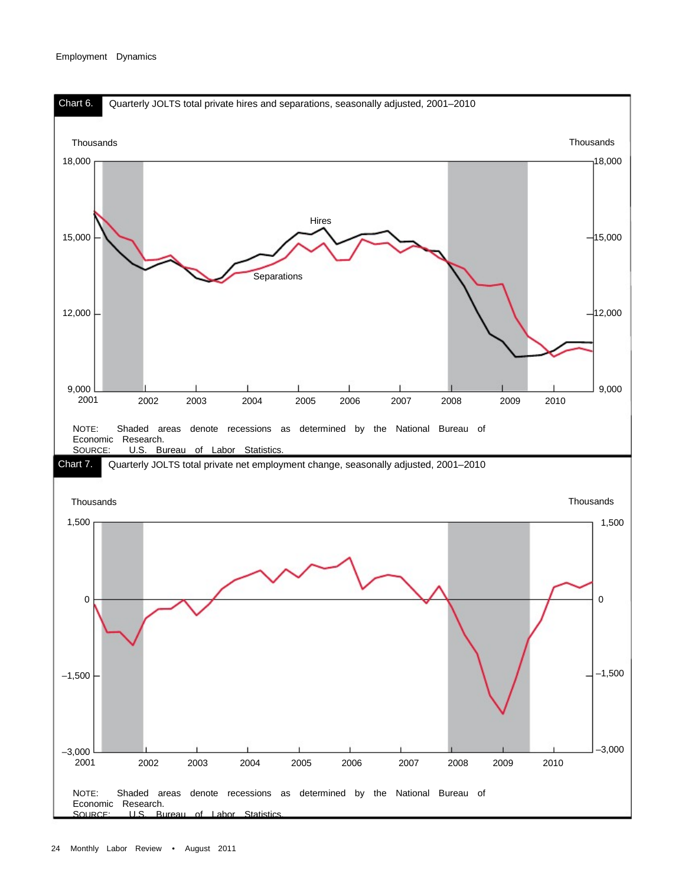**Chart 6.** Quarterly JOLTS total private hires and separations, seasonally adjusted, 2001–2010

NOTE: Shaded areas denote recessions as determined by the National Bureau of Economic Research.
SOURCE: U.S. Bureau of Labor Statistics.

**Chart 7.** Quarterly JOLTS total private net employment change, seasonally adjusted, 2001–2010

NOTE: Shaded areas denote recessions as determined by the National Bureau of Economic Research.
SOURCE: U.S. Bureau of Labor Statistics.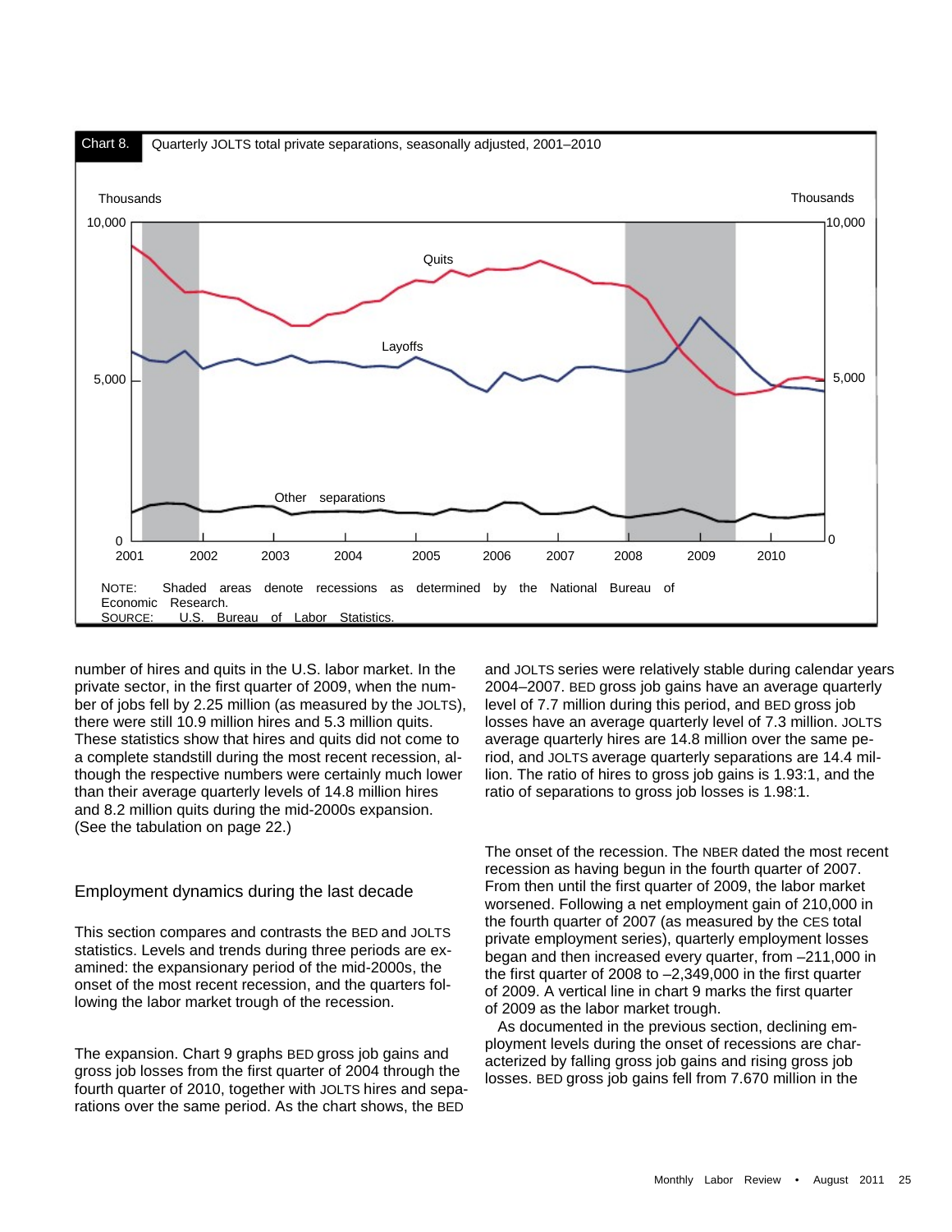Chart 8. Quarterly JOLTS total private separations, seasonally adjusted, 2001–2010

NOTE: Shaded areas denote recessions as determined by the National Bureau of Economic Research.
SOURCE: U.S. Bureau of Labor Statistics.

number of hires and quits in the U.S. labor market. In the private sector, in the first quarter of 2009, when the number of jobs fell by 2.25 million (as measured by the JOLTS), there were still 10.9 million hires and 5.3 million quits. These statistics show that hires and quits did not come to a complete standstill during the most recent recession, although the respective numbers were certainly much lower than their average quarterly levels of 14.8 million hires and 8.2 million quits during the mid-2000s expansion. (See the tabulation on page 22.)

## Employment dynamics during the last decade

This section compares and contrasts the BED and JOLTS statistics. Levels and trends during three periods are examined: the expansionary period of the mid-2000s, the onset of the most recent recession, and the quarters following the labor market trough of the recession.

The expansion. Chart 9 graphs BED gross job gains and gross job losses from the first quarter of 2004 through the fourth quarter of 2010, together with JOLTS hires and separations over the same period. As the chart shows, the BED and JOLTS series were relatively stable during calendar years 2004–2007. BED gross job gains have an average quarterly level of 7.7 million during this period, and BED gross job losses have an average quarterly level of 7.3 million. JOLTS average quarterly hires are 14.8 million over the same period, and JOLTS average quarterly separations are 14.4 million. The ratio of hires to gross job gains is 1.93:1, and the ratio of separations to gross job losses is 1.98:1.

The onset of the recession. The NBER dated the most recent recession as having begun in the fourth quarter of 2007. From then until the first quarter of 2009, the labor market worsened. Following a net employment gain of 210,000 in the fourth quarter of 2007 (as measured by the CES total private employment series), quarterly employment losses began and then increased every quarter, from –211,000 in the first quarter of 2008 to –2,349,000 in the first quarter of 2009. A vertical line in chart 9 marks the first quarter of 2009 as the labor market trough.

As documented in the previous section, declining employment levels during the onset of recessions are characterized by falling gross job gains and rising gross job losses. BED gross job gains fell from 7.670 million in the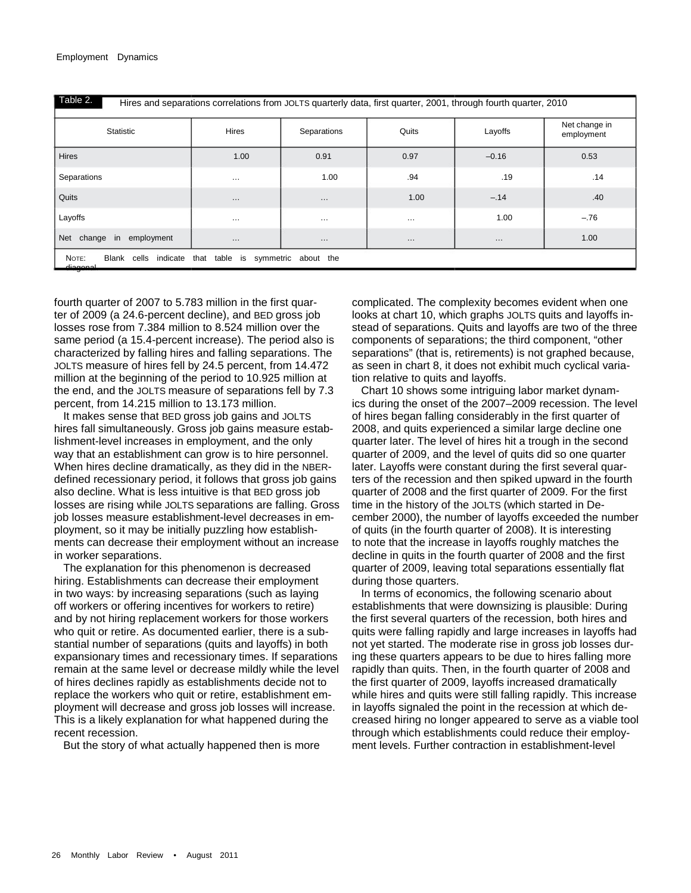Table 2. Hires and separations correlations from JOLTS quarterly data, first quarter, 2001, through fourth quarter, 2010

| Statistic | Hires | Separations | Quits | Layoffs | Net change in employment |
|---|---|---|---|---|---|
| Hires | 1.00 | 0.91 | 0.97 | –0.16 | 0.53 |
| Separations | … | 1.00 | .94 | .19 | .14 |
| Quits | … | … | 1.00 | –.14 | .40 |
| Layoffs | … | … | … | 1.00 | –.76 |
| Net change in employment | … | … | … | … | 1.00 |

NOTE: Blank cells indicate that table is symmetric about the diagonal.

fourth quarter of 2007 to 5.783 million in the first quarter of 2009 (a 24.6-percent decline), and BED gross job losses rose from 7.384 million to 8.524 million over the same period (a 15.4-percent increase). The period also is characterized by falling hires and falling separations. The JOLTS measure of hires fell by 24.5 percent, from 14.472 million at the beginning of the period to 10.925 million at the end, and the JOLTS measure of separations fell by 7.3 percent, from 14.215 million to 13.173 million.

It makes sense that BED gross job gains and JOLTS hires fall simultaneously. Gross job gains measure establishment-level increases in employment, and the only way that an establishment can grow is to hire personnel. When hires decline dramatically, as they did in the NBER-defined recessionary period, it follows that gross job gains also decline. What is less intuitive is that BED gross job losses are rising while JOLTS separations are falling. Gross job losses measure establishment-level decreases in employment, so it may be initially puzzling how establishments can decrease their employment without an increase in worker separations.

The explanation for this phenomenon is decreased hiring. Establishments can decrease their employment in two ways: by increasing separations (such as laying off workers or offering incentives for workers to retire) and by not hiring replacement workers for those workers who quit or retire. As documented earlier, there is a substantial number of separations (quits and layoffs) in both expansionary times and recessionary times. If separations remain at the same level or decrease mildly while the level of hires declines rapidly as establishments decide not to replace the workers who quit or retire, establishment employment will decrease and gross job losses will increase. This is a likely explanation for what happened during the recent recession.

But the story of what actually happened then is more complicated. The complexity becomes evident when one looks at chart 10, which graphs JOLTS quits and layoffs instead of separations. Quits and layoffs are two of the three components of separations; the third component, "other separations" (that is, retirements) is not graphed because, as seen in chart 8, it does not exhibit much cyclical variation relative to quits and layoffs.

Chart 10 shows some intriguing labor market dynamics during the onset of the 2007–2009 recession. The level of hires began falling considerably in the first quarter of 2008, and quits experienced a similar large decline one quarter later. The level of hires hit a trough in the second quarter of 2009, and the level of quits did so one quarter later. Layoffs were constant during the first several quarters of the recession and then spiked upward in the fourth quarter of 2008 and the first quarter of 2009. For the first time in the history of the JOLTS (which started in December 2000), the number of layoffs exceeded the number of quits (in the fourth quarter of 2008). It is interesting to note that the increase in layoffs roughly matches the decline in quits in the fourth quarter of 2008 and the first quarter of 2009, leaving total separations essentially flat during those quarters.

In terms of economics, the following scenario about establishments that were downsizing is plausible: During the first several quarters of the recession, both hires and quits were falling rapidly and large increases in layoffs had not yet started. The moderate rise in gross job losses during these quarters appears to be due to hires falling more rapidly than quits. Then, in the fourth quarter of 2008 and the first quarter of 2009, layoffs increased dramatically while hires and quits were still falling rapidly. This increase in layoffs signaled the point in the recession at which decreased hiring no longer appeared to serve as a viable tool through which establishments could reduce their employment levels. Further contraction in establishment-level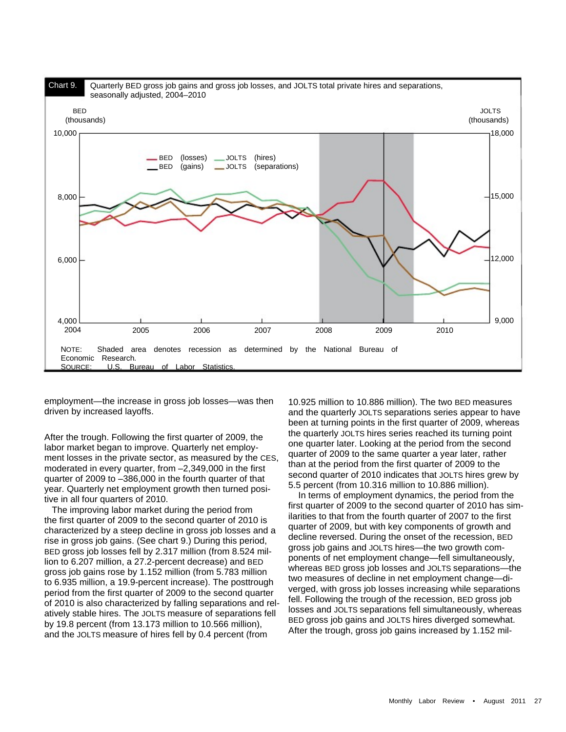**Chart 9.** Quarterly BED gross job gains and gross job losses, and JOLTS total private hires and separations, seasonally adjusted, 2004–2010

NOTE: Shaded area denotes recession as determined by the National Bureau of Economic Research.
SOURCE: U.S. Bureau of Labor Statistics.

employment—the increase in gross job losses—was then driven by increased layoffs.

After the trough. Following the first quarter of 2009, the labor market began to improve. Quarterly net employment losses in the private sector, as measured by the CES, moderated in every quarter, from –2,349,000 in the first quarter of 2009 to –386,000 in the fourth quarter of that year. Quarterly net employment growth then turned positive in all four quarters of 2010.

The improving labor market during the period from the first quarter of 2009 to the second quarter of 2010 is characterized by a steep decline in gross job losses and a rise in gross job gains. (See chart 9.) During this period, BED gross job losses fell by 2.317 million (from 8.524 million to 6.207 million, a 27.2-percent decrease) and BED gross job gains rose by 1.152 million (from 5.783 million to 6.935 million, a 19.9-percent increase). The posttrough period from the first quarter of 2009 to the second quarter of 2010 is also characterized by falling separations and relatively stable hires. The JOLTS measure of separations fell by 19.8 percent (from 13.173 million to 10.566 million), and the JOLTS measure of hires fell by 0.4 percent (from 10.925 million to 10.886 million). The two BED measures and the quarterly JOLTS separations series appear to have been at turning points in the first quarter of 2009, whereas the quarterly JOLTS hires series reached its turning point one quarter later. Looking at the period from the second quarter of 2009 to the same quarter a year later, rather than at the period from the first quarter of 2009 to the second quarter of 2010 indicates that JOLTS hires grew by 5.5 percent (from 10.316 million to 10.886 million).

In terms of employment dynamics, the period from the first quarter of 2009 to the second quarter of 2010 has similarities to that from the fourth quarter of 2007 to the first quarter of 2009, but with key components of growth and decline reversed. During the onset of the recession, BED gross job gains and JOLTS hires—the two growth components of net employment change—fell simultaneously, whereas BED gross job losses and JOLTS separations—the two measures of decline in net employment change—diverged, with gross job losses increasing while separations fell. Following the trough of the recession, BED gross job losses and JOLTS separations fell simultaneously, whereas BED gross job gains and JOLTS hires diverged somewhat. After the trough, gross job gains increased by 1.152 mil-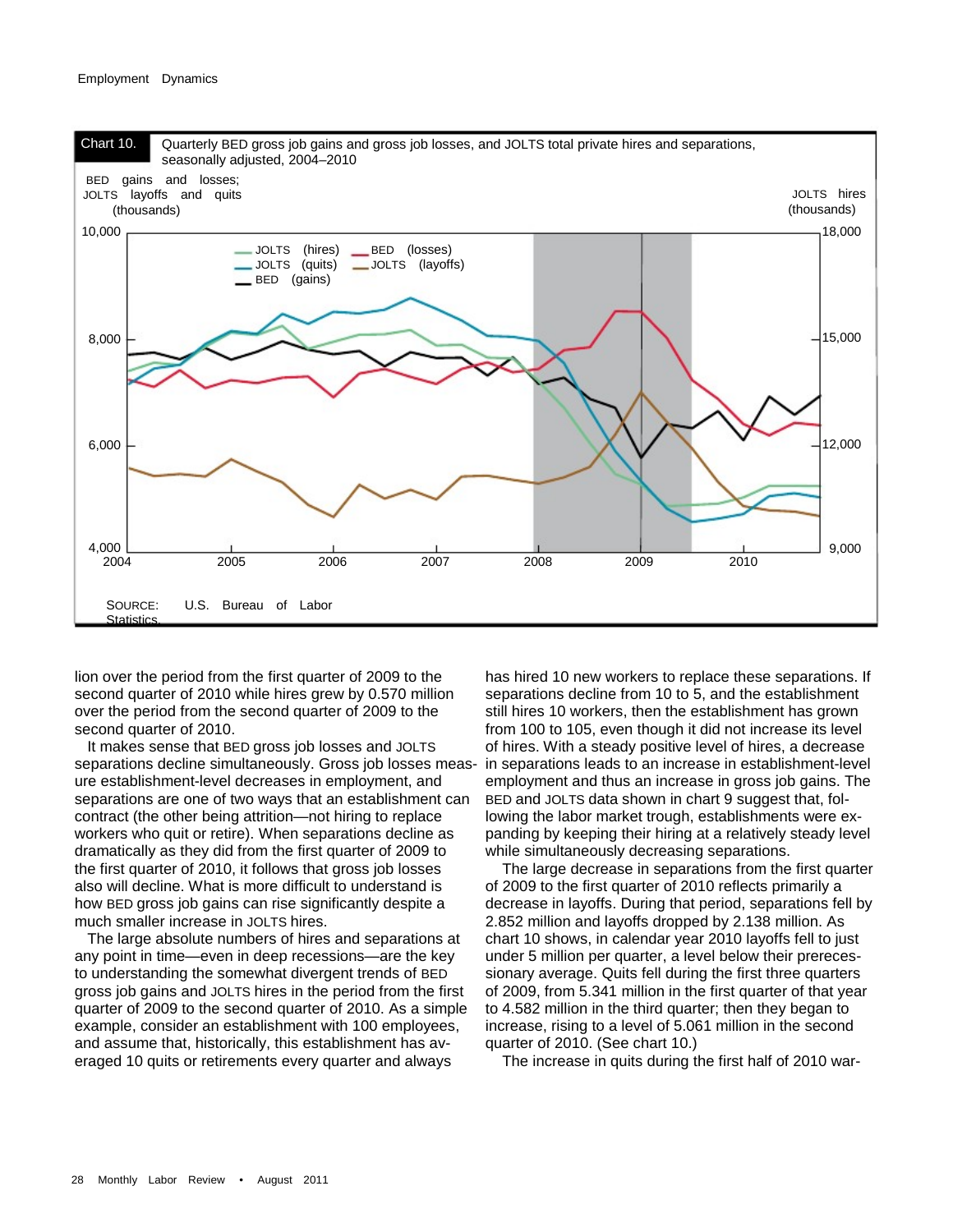Chart 10. Quarterly BED gross job gains and gross job losses, and JOLTS total private hires and separations, seasonally adjusted, 2004–2010

SOURCE: U.S. Bureau of Labor Statistics.

lion over the period from the first quarter of 2009 to the second quarter of 2010 while hires grew by 0.570 million over the period from the second quarter of 2009 to the second quarter of 2010.

It makes sense that BED gross job losses and JOLTS separations decline simultaneously. Gross job losses measure establishment-level decreases in employment, and separations are one of two ways that an establishment can contract (the other being attrition—not hiring to replace workers who quit or retire). When separations decline as dramatically as they did from the first quarter of 2009 to the first quarter of 2010, it follows that gross job losses also will decline. What is more difficult to understand is how BED gross job gains can rise significantly despite a much smaller increase in JOLTS hires.

The large absolute numbers of hires and separations at any point in time—even in deep recessions—are the key to understanding the somewhat divergent trends of BED gross job gains and JOLTS hires in the period from the first quarter of 2009 to the second quarter of 2010. As a simple example, consider an establishment with 100 employees, and assume that, historically, this establishment has averaged 10 quits or retirements every quarter and always has hired 10 new workers to replace these separations. If separations decline from 10 to 5, and the establishment still hires 10 workers, then the establishment has grown from 100 to 105, even though it did not increase its level of hires. With a steady positive level of hires, a decrease in separations leads to an increase in establishment-level employment and thus an increase in gross job gains. The BED and JOLTS data shown in chart 9 suggest that, following the labor market trough, establishments were expanding by keeping their hiring at a relatively steady level while simultaneously decreasing separations.

The large decrease in separations from the first quarter of 2009 to the first quarter of 2010 reflects primarily a decrease in layoffs. During that period, separations fell by 2.852 million and layoffs dropped by 2.138 million. As chart 10 shows, in calendar year 2010 layoffs fell to just under 5 million per quarter, a level below their prerecessionary average. Quits fell during the first three quarters of 2009, from 5.341 million in the first quarter of that year to 4.582 million in the third quarter; then they began to increase, rising to a level of 5.061 million in the second quarter of 2010. (See chart 10.)

The increase in quits during the first half of 2010 war-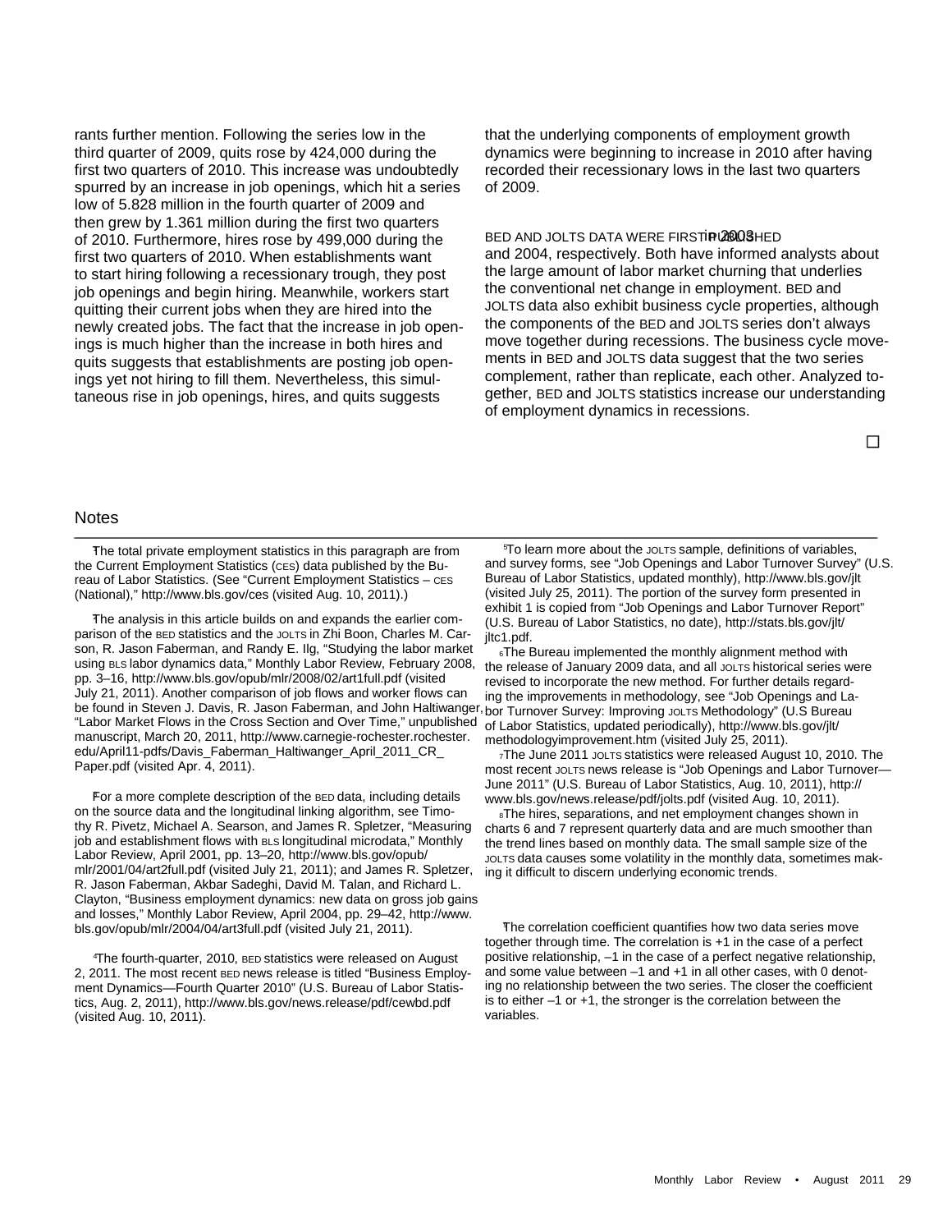rants further mention. Following the series low in the third quarter of 2009, quits rose by 424,000 during the first two quarters of 2010. This increase was undoubtedly spurred by an increase in job openings, which hit a series low of 5.828 million in the fourth quarter of 2009 and then grew by 1.361 million during the first two quarters of 2010. Furthermore, hires rose by 499,000 during the first two quarters of 2010. When establishments want to start hiring following a recessionary trough, they post job openings and begin hiring. Meanwhile, workers start quitting their current jobs when they are hired into the newly created jobs. The fact that the increase in job openings is much higher than the increase in both hires and quits suggests that establishments are posting job openings yet not hiring to fill them. Nevertheless, this simultaneous rise in job openings, hires, and quits suggests that the underlying components of employment growth dynamics were beginning to increase in 2010 after having recorded their recessionary lows in the last two quarters of 2009.

BED AND JOLTS DATA WERE FIRST PUBLISHED in 2003 and 2004, respectively. Both have informed analysts about the large amount of labor market churning that underlies the conventional net change in employment. BED and JOLTS data also exhibit business cycle properties, although the components of the BED and JOLTS series don't always move together during recessions. The business cycle movements in BED and JOLTS data suggest that the two series complement, rather than replicate, each other. Analyzed together, BED and JOLTS statistics increase our understanding of employment dynamics in recessions.

□

## Notes

[1] The total private employment statistics in this paragraph are from the Current Employment Statistics (CES) data published by the Bureau of Labor Statistics. (See "Current Employment Statistics – CES (National)," http://www.bls.gov/ces (visited Aug. 10, 2011).)

[2] The analysis in this article builds on and expands the earlier comparison of the BED statistics and the JOLTS in Zhi Boon, Charles M. Carson, R. Jason Faberman, and Randy E. Ilg, "Studying the labor market using BLS labor dynamics data," Monthly Labor Review, February 2008, pp. 3–16, http://www.bls.gov/opub/mlr/2008/02/art1full.pdf (visited July 21, 2011). Another comparison of job flows and worker flows can be found in Steven J. Davis, R. Jason Faberman, and John Haltiwanger, "Labor Market Flows in the Cross Section and Over Time," unpublished manuscript, March 20, 2011, http://www.carnegie-rochester.rochester.edu/April11-pdfs/Davis_Faberman_Haltiwanger_April_2011_CR_Paper.pdf (visited Apr. 4, 2011).

[3] For a more complete description of the BED data, including details on the source data and the longitudinal linking algorithm, see Timothy R. Pivetz, Michael A. Searson, and James R. Spletzer, "Measuring job and establishment flows with BLS longitudinal microdata," Monthly Labor Review, April 2001, pp. 13–20, http://www.bls.gov/opub/mlr/2001/04/art2full.pdf (visited July 21, 2011); and James R. Spletzer, R. Jason Faberman, Akbar Sadeghi, David M. Talan, and Richard L. Clayton, "Business employment dynamics: new data on gross job gains and losses," Monthly Labor Review, April 2004, pp. 29–42, http://www.bls.gov/opub/mlr/2004/04/art3full.pdf (visited July 21, 2011).

[4] The fourth-quarter, 2010, BED statistics were released on August 2, 2011. The most recent BED news release is titled "Business Employment Dynamics—Fourth Quarter 2010" (U.S. Bureau of Labor Statistics, Aug. 2, 2011), http://www.bls.gov/news.release/pdf/cewbd.pdf (visited Aug. 10, 2011).

[5] To learn more about the JOLTS sample, definitions of variables, and survey forms, see "Job Openings and Labor Turnover Survey" (U.S. Bureau of Labor Statistics, updated monthly), http://www.bls.gov/jlt (visited July 25, 2011). The portion of the survey form presented in exhibit 1 is copied from "Job Openings and Labor Turnover Report" (U.S. Bureau of Labor Statistics, no date), http://stats.bls.gov/jlt/jltc1.pdf.

[6] The Bureau implemented the monthly alignment method with the release of January 2009 data, and all JOLTS historical series were revised to incorporate the new method. For further details regarding the improvements in methodology, see "Job Openings and Labor Turnover Survey: Improving JOLTS Methodology" (U.S Bureau of Labor Statistics, updated periodically), http://www.bls.gov/jlt/methodologyimprovement.htm (visited July 25, 2011).

[7] The June 2011 JOLTS statistics were released August 10, 2010. The most recent JOLTS news release is "Job Openings and Labor Turnover—June 2011" (U.S. Bureau of Labor Statistics, Aug. 10, 2011), http://www.bls.gov/news.release/pdf/jolts.pdf (visited Aug. 10, 2011).

[8] The hires, separations, and net employment changes shown in charts 6 and 7 represent quarterly data and are much smoother than the trend lines based on monthly data. The small sample size of the JOLTS data causes some volatility in the monthly data, sometimes making it difficult to discern underlying economic trends.

[9] The correlation coefficient quantifies how two data series move together through time. The correlation is +1 in the case of a perfect positive relationship, –1 in the case of a perfect negative relationship, and some value between –1 and +1 in all other cases, with 0 denoting no relationship between the two series. The closer the coefficient is to either –1 or +1, the stronger is the correlation between the variables.